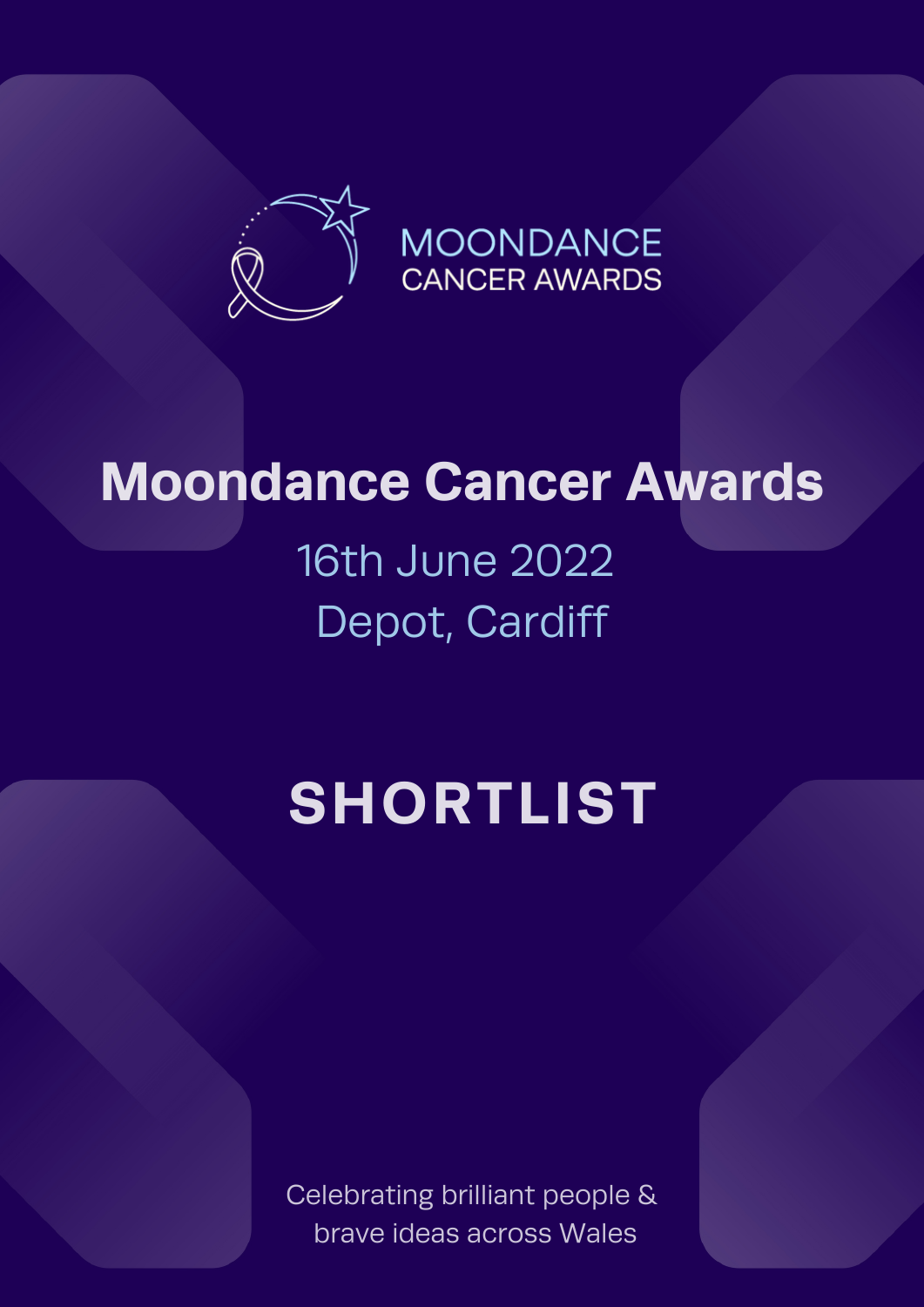MOONDANCE CANCER AWARDS

# Moondance Cancer Awards

16th June 2022
Depot, Cardiff

## SHORTLIST

Celebrating brilliant people & brave ideas across Wales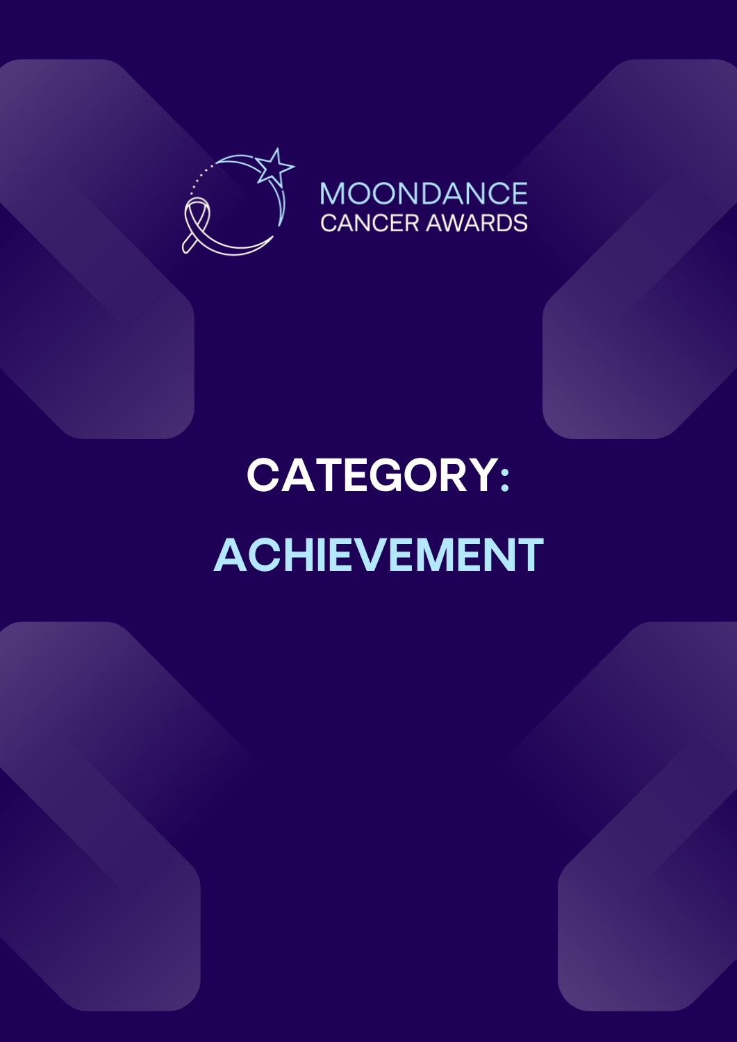MOONDANCE
CANCER AWARDS

# CATEGORY:

# ACHIEVEMENT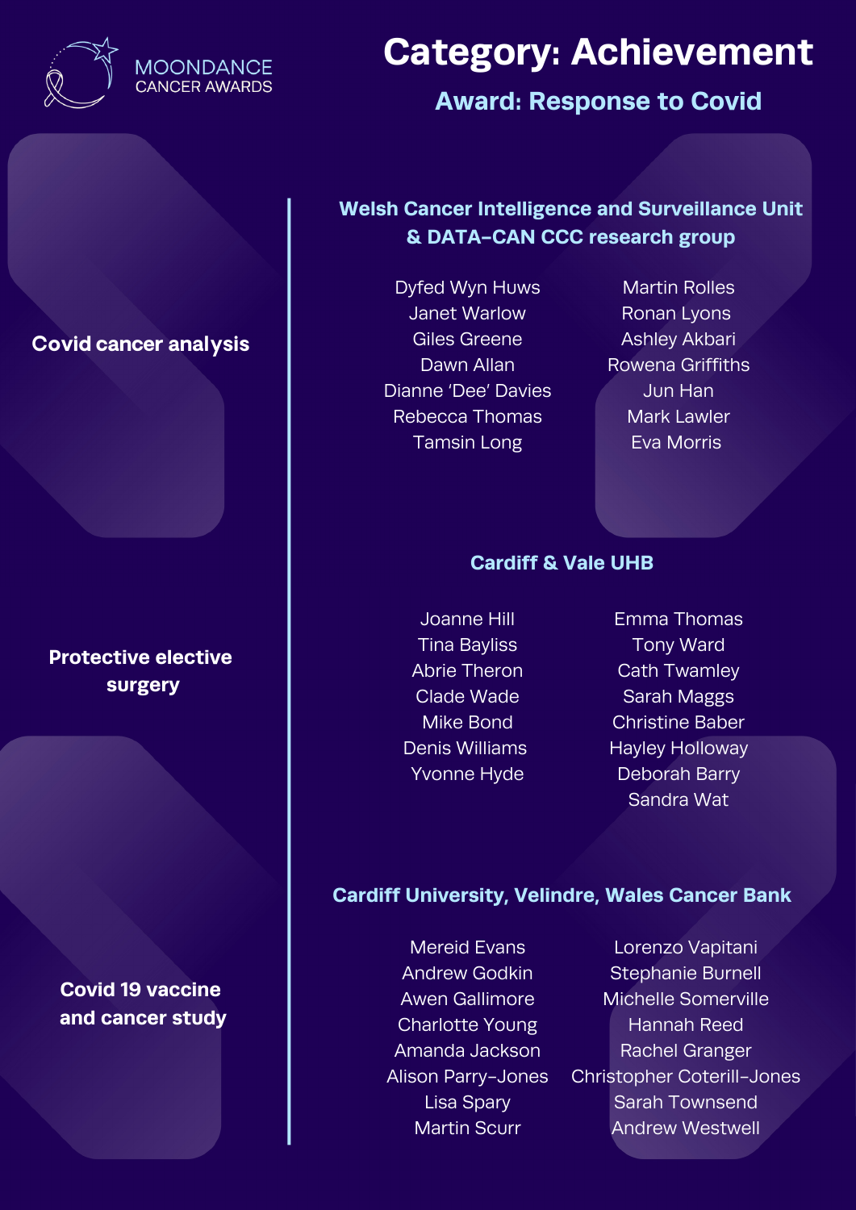MOONDANCE CANCER AWARDS

# Category: Achievement

## Award: Response to Covid

### Covid cancer analysis

**Welsh Cancer Intelligence and Surveillance Unit & DATA-CAN CCC research group**

Dyfed Wyn Huws
Janet Warlow
Giles Greene
Dawn Allan
Dianne 'Dee' Davies
Rebecca Thomas
Tamsin Long
Martin Rolles
Ronan Lyons
Ashley Akbari
Rowena Griffiths
Jun Han
Mark Lawler
Eva Morris

### Protective elective surgery

**Cardiff & Vale UHB**

Joanne Hill
Tina Bayliss
Abrie Theron
Clade Wade
Mike Bond
Denis Williams
Yvonne Hyde
Emma Thomas
Tony Ward
Cath Twamley
Sarah Maggs
Christine Baber
Hayley Holloway
Deborah Barry
Sandra Wat

### Covid 19 vaccine and cancer study

**Cardiff University, Velindre, Wales Cancer Bank**

Mereid Evans
Andrew Godkin
Awen Gallimore
Charlotte Young
Amanda Jackson
Alison Parry-Jones
Lisa Spary
Martin Scurr
Lorenzo Vapitani
Stephanie Burnell
Michelle Somerville
Hannah Reed
Rachel Granger
Christopher Coterill-Jones
Sarah Townsend
Andrew Westwell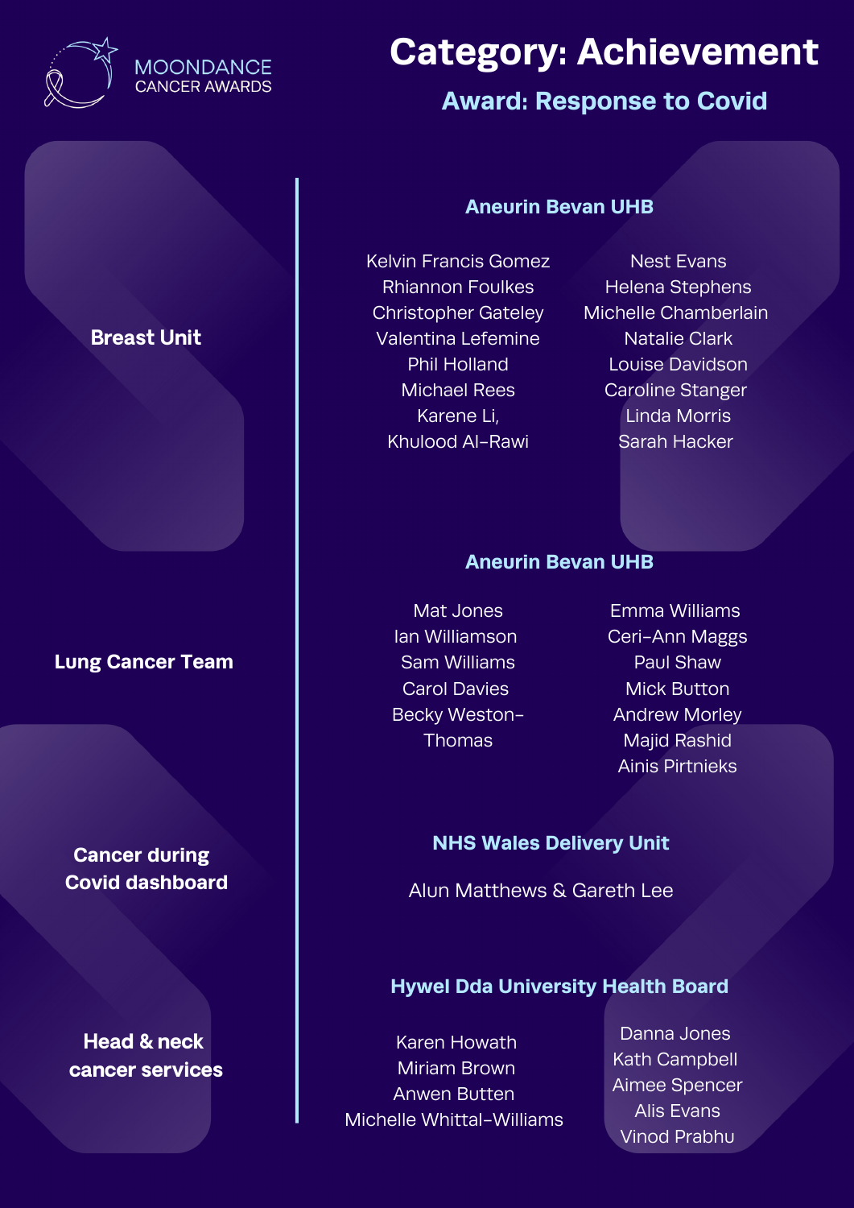MOONDANCE CANCER AWARDS

# Category: Achievement

## Award: Response to Covid

### Breast Unit

**Aneurin Bevan UHB**

Kelvin Francis Gomez
Rhiannon Foulkes
Christopher Gateley
Valentina Lefemine
Phil Holland
Michael Rees
Karene Li,
Khulood Al-Rawi
Nest Evans
Helena Stephens
Michelle Chamberlain
Natalie Clark
Louise Davidson
Caroline Stanger
Linda Morris
Sarah Hacker

### Lung Cancer Team

**Aneurin Bevan UHB**

Mat Jones
Ian Williamson
Sam Williams
Carol Davies
Becky Weston-Thomas
Emma Williams
Ceri-Ann Maggs
Paul Shaw
Mick Button
Andrew Morley
Majid Rashid
Ainis Pirtnieks

### Cancer during Covid dashboard

**NHS Wales Delivery Unit**

Alun Matthews & Gareth Lee

### Head & neck cancer services

**Hywel Dda University Health Board**

Karen Howath
Miriam Brown
Anwen Butten
Michelle Whittal-Williams
Danna Jones
Kath Campbell
Aimee Spencer
Alis Evans
Vinod Prabhu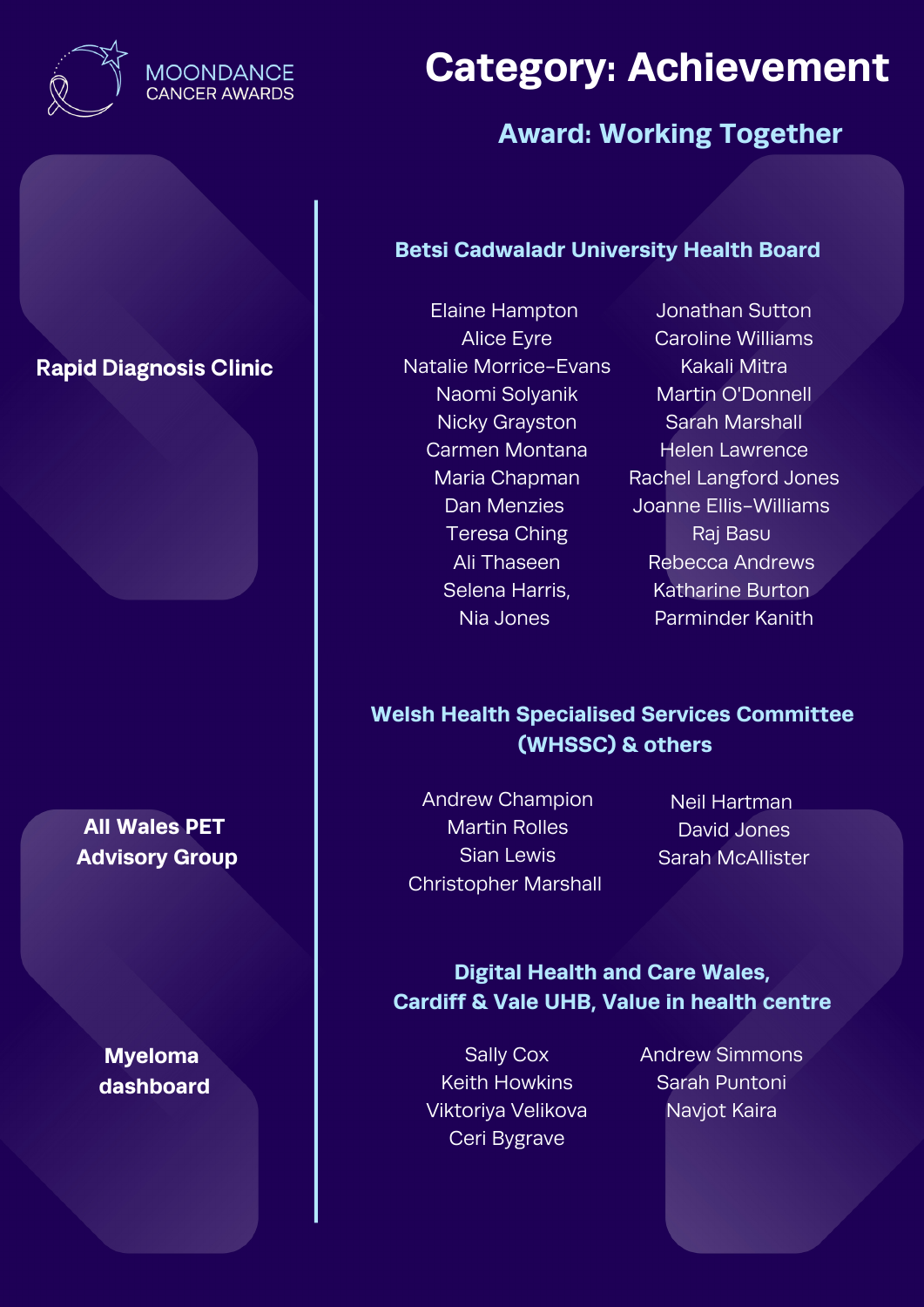MOONDANCE CANCER AWARDS

# Category: Achievement

## Award: Working Together

### Rapid Diagnosis Clinic

**Betsi Cadwaladr University Health Board**

Elaine Hampton
Alice Eyre
Natalie Morrice-Evans
Naomi Solyanik
Nicky Grayston
Carmen Montana
Maria Chapman
Dan Menzies
Teresa Ching
Ali Thaseen
Selena Harris,
Nia Jones
Jonathan Sutton
Caroline Williams
Kakali Mitra
Martin O'Donnell
Sarah Marshall
Helen Lawrence
Rachel Langford Jones
Joanne Ellis-Williams
Raj Basu
Rebecca Andrews
Katharine Burton
Parminder Kanith

### All Wales PET Advisory Group

**Welsh Health Specialised Services Committee (WHSSC) & others**

Andrew Champion
Martin Rolles
Sian Lewis
Christopher Marshall
Neil Hartman
David Jones
Sarah McAllister

### Myeloma dashboard

**Digital Health and Care Wales, Cardiff & Vale UHB, Value in health centre**

Sally Cox
Keith Howkins
Viktoriya Velikova
Ceri Bygrave
Andrew Simmons
Sarah Puntoni
Navjot Kaira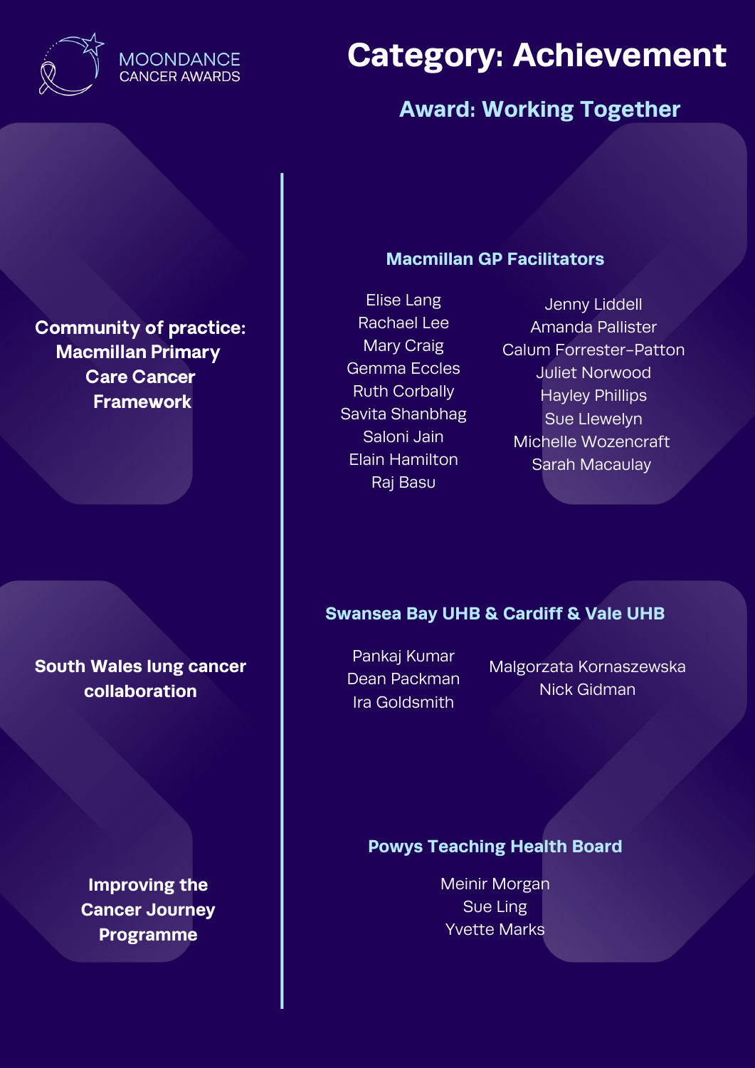MOONDANCE CANCER AWARDS

# Category: Achievement

## Award: Working Together

**Community of practice: Macmillan Primary Care Cancer Framework**

### Macmillan GP Facilitators

Elise Lang
Rachael Lee
Mary Craig
Gemma Eccles
Ruth Corbally
Savita Shanbhag
Saloni Jain
Elain Hamilton
Raj Basu
Jenny Liddell
Amanda Pallister
Calum Forrester-Patton
Juliet Norwood
Hayley Phillips
Sue Llewelyn
Michelle Wozencraft
Sarah Macaulay

**South Wales lung cancer collaboration**

### Swansea Bay UHB & Cardiff & Vale UHB

Pankaj Kumar
Dean Packman
Ira Goldsmith
Malgorzata Kornaszewska
Nick Gidman

**Improving the Cancer Journey Programme**

### Powys Teaching Health Board

Meinir Morgan
Sue Ling
Yvette Marks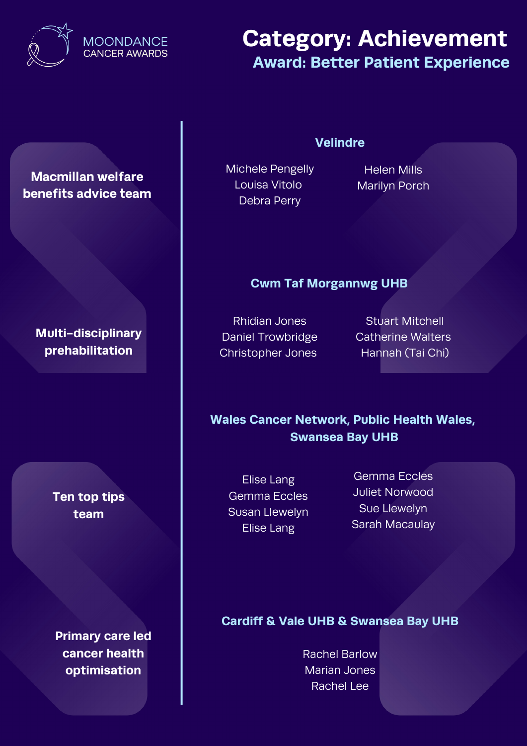MOONDANCE CANCER AWARDS

# Category: Achievement

## Award: Better Patient Experience

**Macmillan welfare benefits advice team**

### Velindre

Michele Pengelly
Louisa Vitolo
Debra Perry
Helen Mills
Marilyn Porch

**Multi-disciplinary prehabilitation**

### Cwm Taf Morgannwg UHB

Rhidian Jones
Daniel Trowbridge
Christopher Jones
Stuart Mitchell
Catherine Walters
Hannah (Tai Chi)

**Ten top tips team**

### Wales Cancer Network, Public Health Wales, Swansea Bay UHB

Elise Lang
Gemma Eccles
Susan Llewelyn
Elise Lang
Gemma Eccles
Juliet Norwood
Sue Llewelyn
Sarah Macaulay

**Primary care led cancer health optimisation**

### Cardiff & Vale UHB & Swansea Bay UHB

Rachel Barlow
Marian Jones
Rachel Lee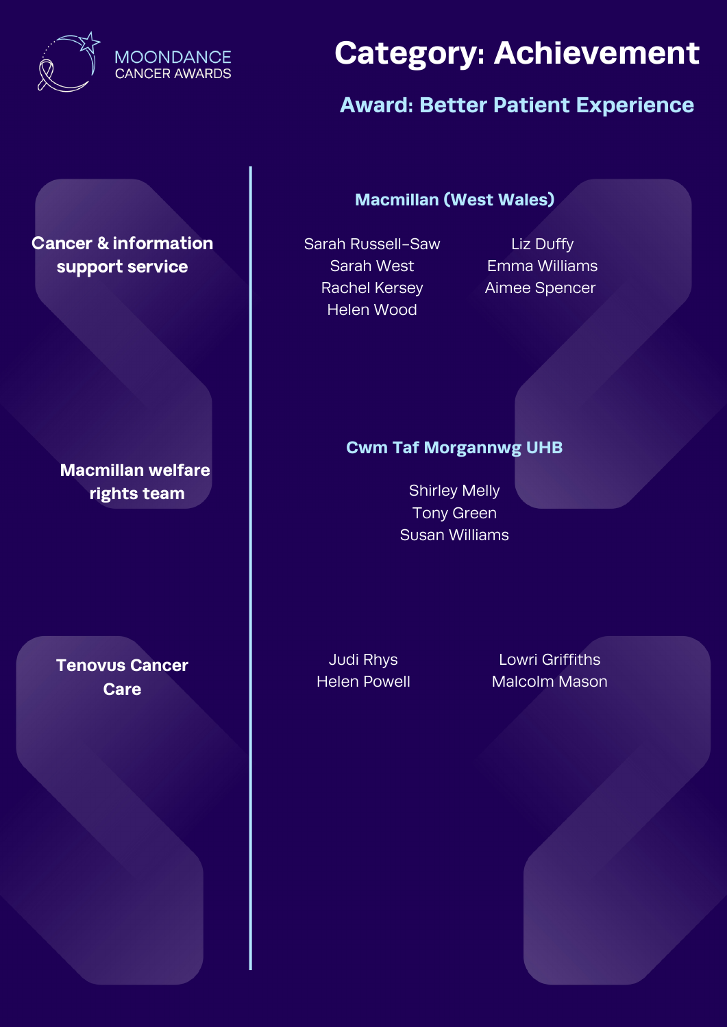MOONDANCE CANCER AWARDS

# Category: Achievement

## Award: Better Patient Experience

### Cancer & information support service

**Macmillan (West Wales)**

Sarah Russell-Saw
Sarah West
Rachel Kersey
Helen Wood
Liz Duffy
Emma Williams
Aimee Spencer

### Macmillan welfare rights team

**Cwm Taf Morgannwg UHB**

Shirley Melly
Tony Green
Susan Williams

### Tenovus Cancer Care

Judi Rhys
Helen Powell
Lowri Griffiths
Malcolm Mason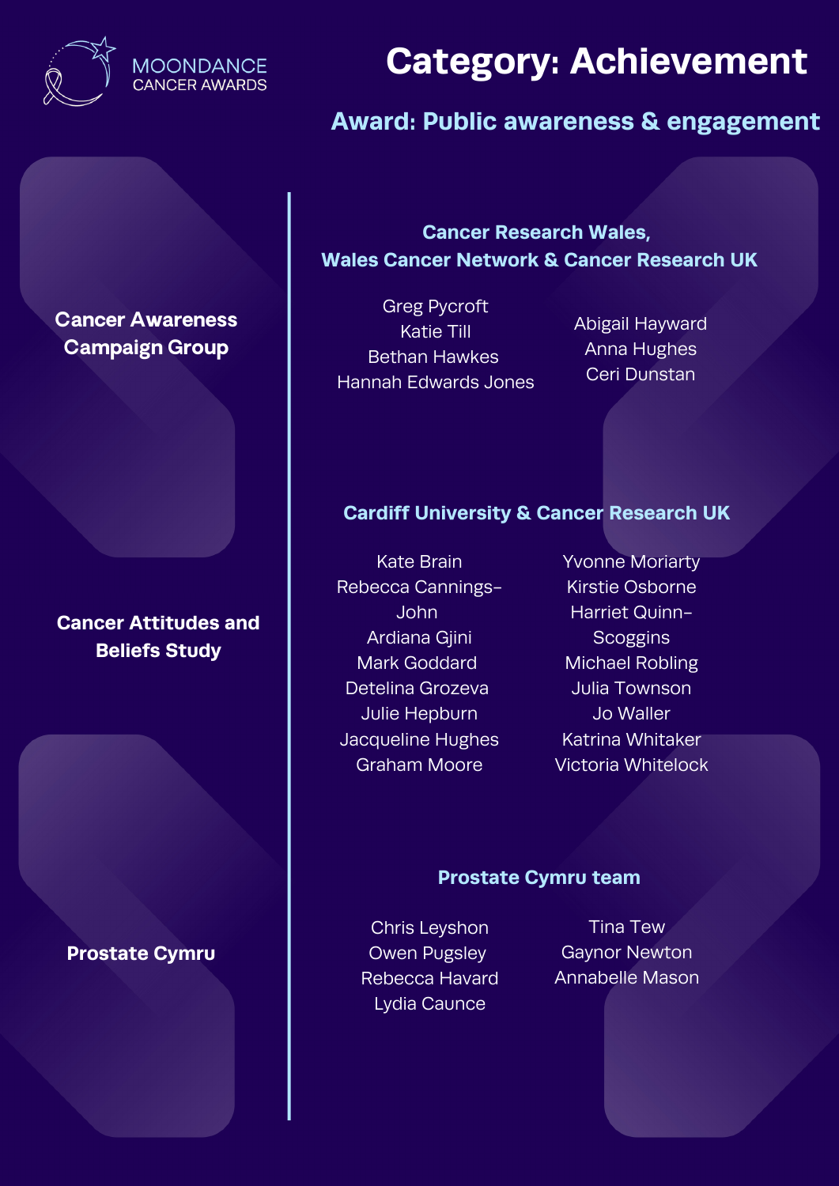MOONDANCE CANCER AWARDS

# Category: Achievement

## Award: Public awareness & engagement

### Cancer Awareness Campaign Group

**Cancer Research Wales, Wales Cancer Network & Cancer Research UK**

Greg Pycroft
Katie Till
Bethan Hawkes
Hannah Edwards Jones
Abigail Hayward
Anna Hughes
Ceri Dunstan

### Cancer Attitudes and Beliefs Study

**Cardiff University & Cancer Research UK**

Kate Brain
Rebecca Cannings-John
Ardiana Gjini
Mark Goddard
Detelina Grozeva
Julie Hepburn
Jacqueline Hughes
Graham Moore
Yvonne Moriarty
Kirstie Osborne
Harriet Quinn-Scoggins
Michael Robling
Julia Townson
Jo Waller
Katrina Whitaker
Victoria Whitelock

### Prostate Cymru

**Prostate Cymru team**

Chris Leyshon
Owen Pugsley
Rebecca Havard
Lydia Caunce
Tina Tew
Gaynor Newton
Annabelle Mason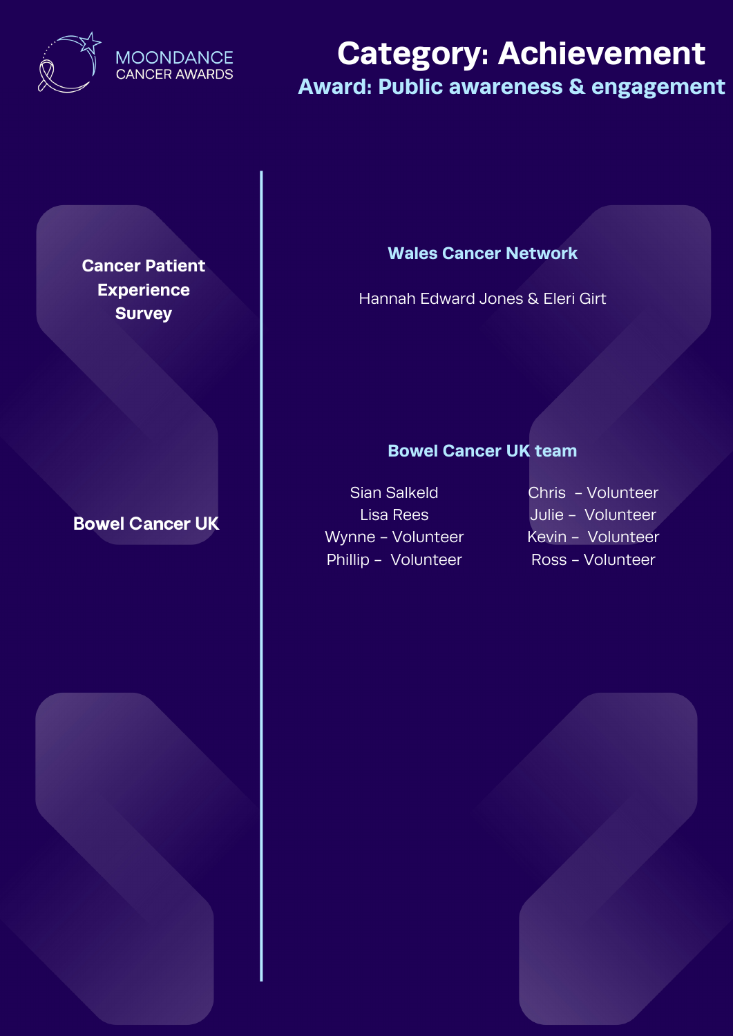MOONDANCE CANCER AWARDS

# Category: Achievement

## Award: Public awareness & engagement

**Cancer Patient Experience Survey**

**Wales Cancer Network**

Hannah Edward Jones & Eleri Girt

**Bowel Cancer UK**

**Bowel Cancer UK team**

Sian Salkeld
Lisa Rees
Wynne – Volunteer
Phillip – Volunteer
Chris – Volunteer
Julie – Volunteer
Kevin – Volunteer
Ross – Volunteer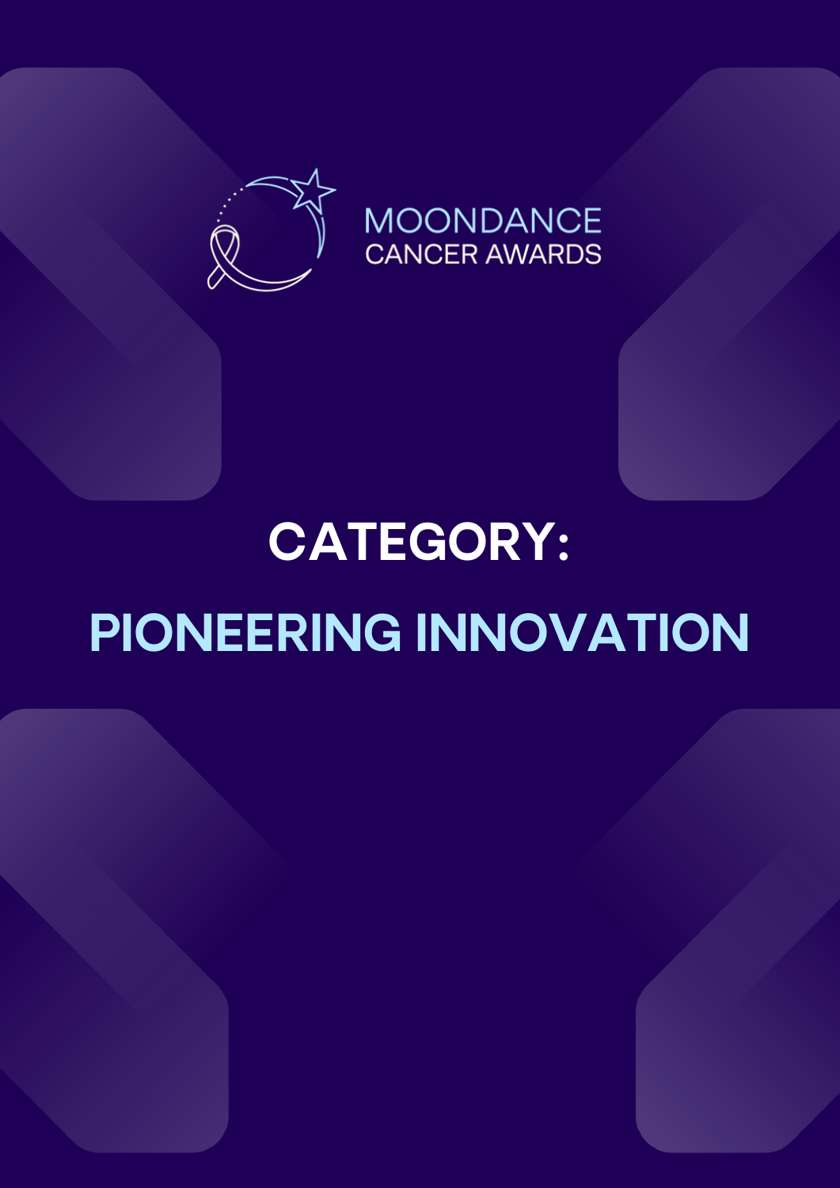MOONDANCE
CANCER AWARDS

# CATEGORY:

# PIONEERING INNOVATION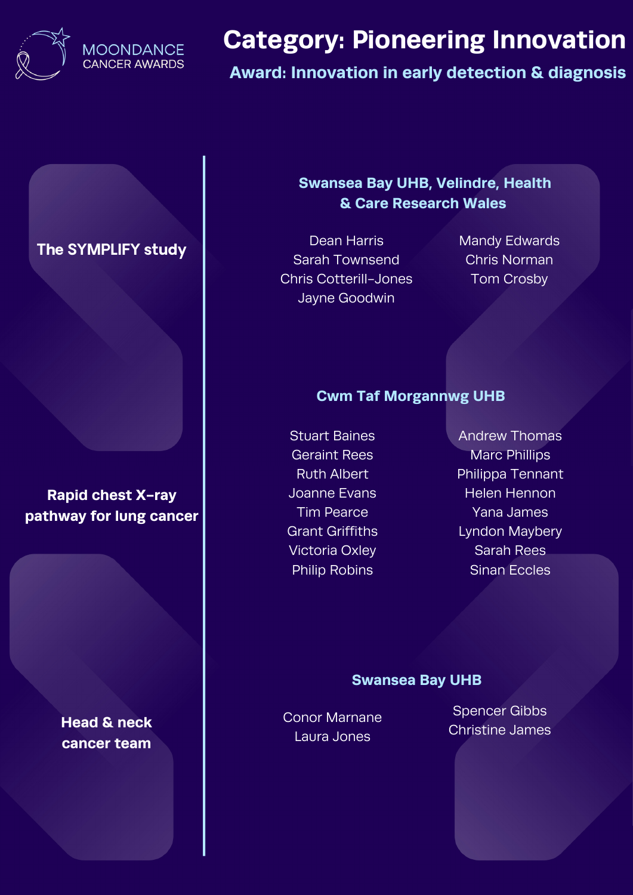MOONDANCE CANCER AWARDS

# Category: Pioneering Innovation

## Award: Innovation in early detection & diagnosis

### The SYMPLIFY study

**Swansea Bay UHB, Velindre, Health & Care Research Wales**

Dean Harris
Sarah Townsend
Chris Cotterill-Jones
Jayne Goodwin
Mandy Edwards
Chris Norman
Tom Crosby

### Rapid chest X-ray pathway for lung cancer

**Cwm Taf Morgannwg UHB**

Stuart Baines
Geraint Rees
Ruth Albert
Joanne Evans
Tim Pearce
Grant Griffiths
Victoria Oxley
Philip Robins
Andrew Thomas
Marc Phillips
Philippa Tennant
Helen Hennon
Yana James
Lyndon Maybery
Sarah Rees
Sinan Eccles

### Head & neck cancer team

**Swansea Bay UHB**

Conor Marnane
Laura Jones
Spencer Gibbs
Christine James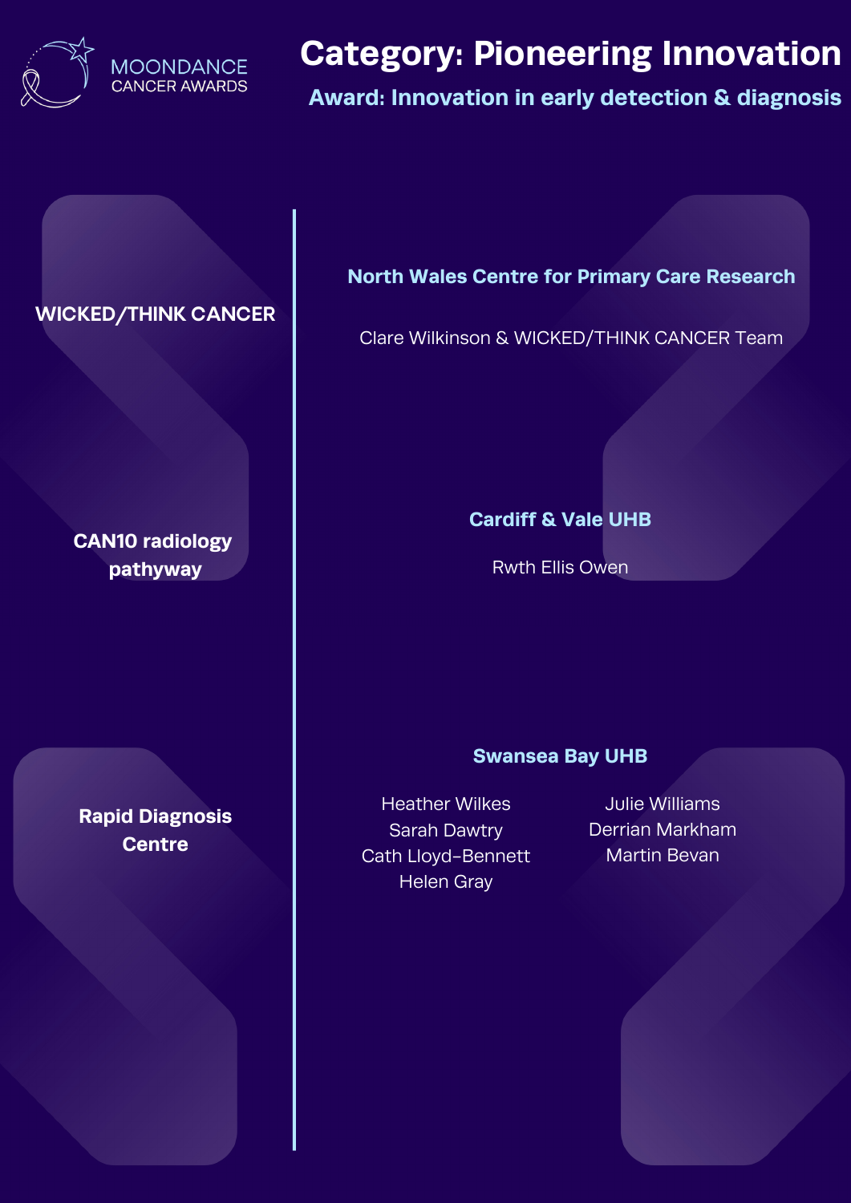MOONDANCE CANCER AWARDS

# Category: Pioneering Innovation

## Award: Innovation in early detection & diagnosis

**WICKED/THINK CANCER**

### North Wales Centre for Primary Care Research

Clare Wilkinson & WICKED/THINK CANCER Team

**CAN10 radiology pathyway**

### Cardiff & Vale UHB

Rwth Ellis Owen

**Rapid Diagnosis Centre**

### Swansea Bay UHB

Heather Wilkes
Sarah Dawtry
Cath Lloyd-Bennett
Helen Gray
Julie Williams
Derrian Markham
Martin Bevan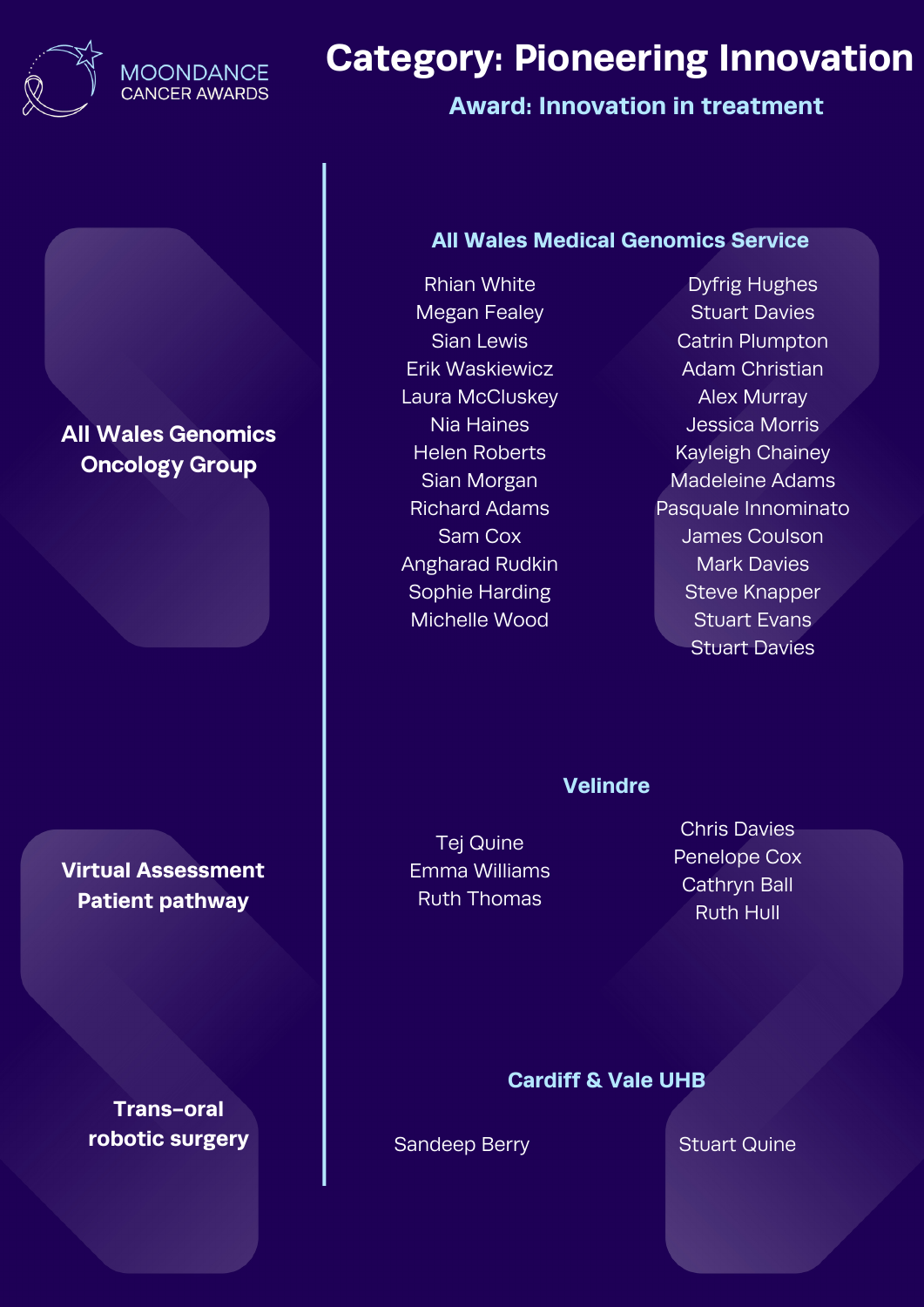MOONDANCE CANCER AWARDS

# Category: Pioneering Innovation

## Award: Innovation in treatment

### All Wales Genomics Oncology Group

**All Wales Medical Genomics Service**

Rhian White
Megan Fealey
Sian Lewis
Erik Waskiewicz
Laura McCluskey
Nia Haines
Helen Roberts
Sian Morgan
Richard Adams
Sam Cox
Angharad Rudkin
Sophie Harding
Michelle Wood
Dyfrig Hughes
Stuart Davies
Catrin Plumpton
Adam Christian
Alex Murray
Jessica Morris
Kayleigh Chainey
Madeleine Adams
Pasquale Innominato
James Coulson
Mark Davies
Steve Knapper
Stuart Evans
Stuart Davies

### Virtual Assessment Patient pathway

**Velindre**

Tej Quine
Emma Williams
Ruth Thomas
Chris Davies
Penelope Cox
Cathryn Ball
Ruth Hull

### Trans-oral robotic surgery

**Cardiff & Vale UHB**

Sandeep Berry
Stuart Quine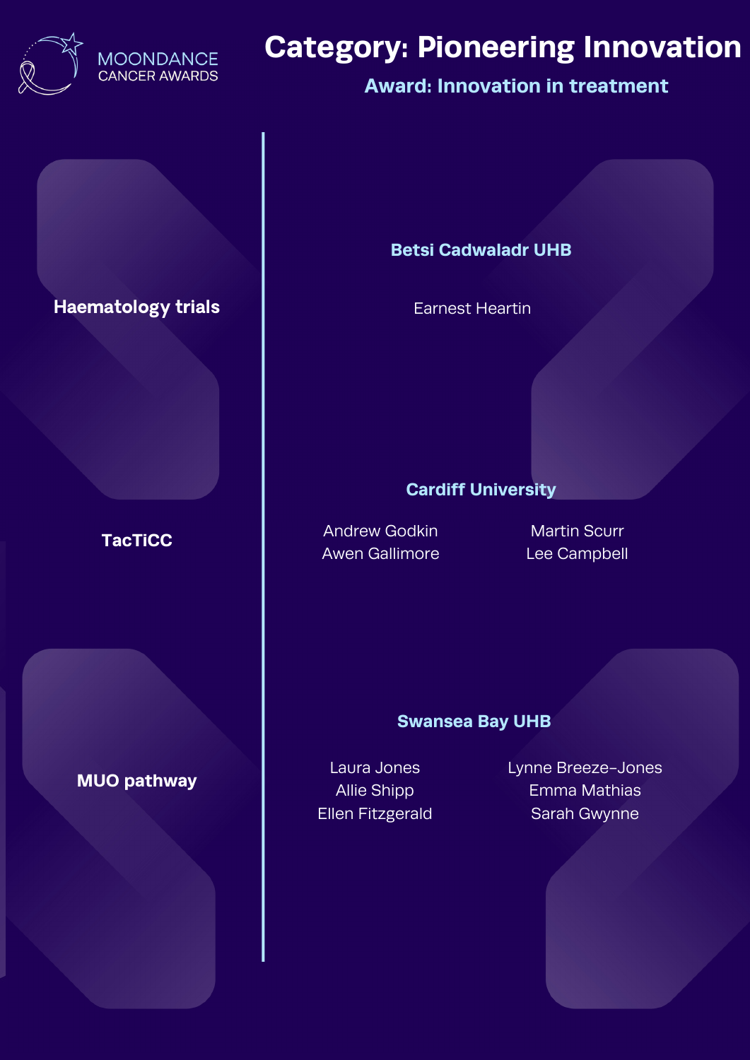MOONDANCE CANCER AWARDS

# Category: Pioneering Innovation

## Award: Innovation in treatment

**Haematology trials**

**Betsi Cadwaladr UHB**

Earnest Heartin

**TacTiCC**

**Cardiff University**

Andrew Godkin
Awen Gallimore
Martin Scurr
Lee Campbell

**MUO pathway**

**Swansea Bay UHB**

Laura Jones
Allie Shipp
Ellen Fitzgerald
Lynne Breeze-Jones
Emma Mathias
Sarah Gwynne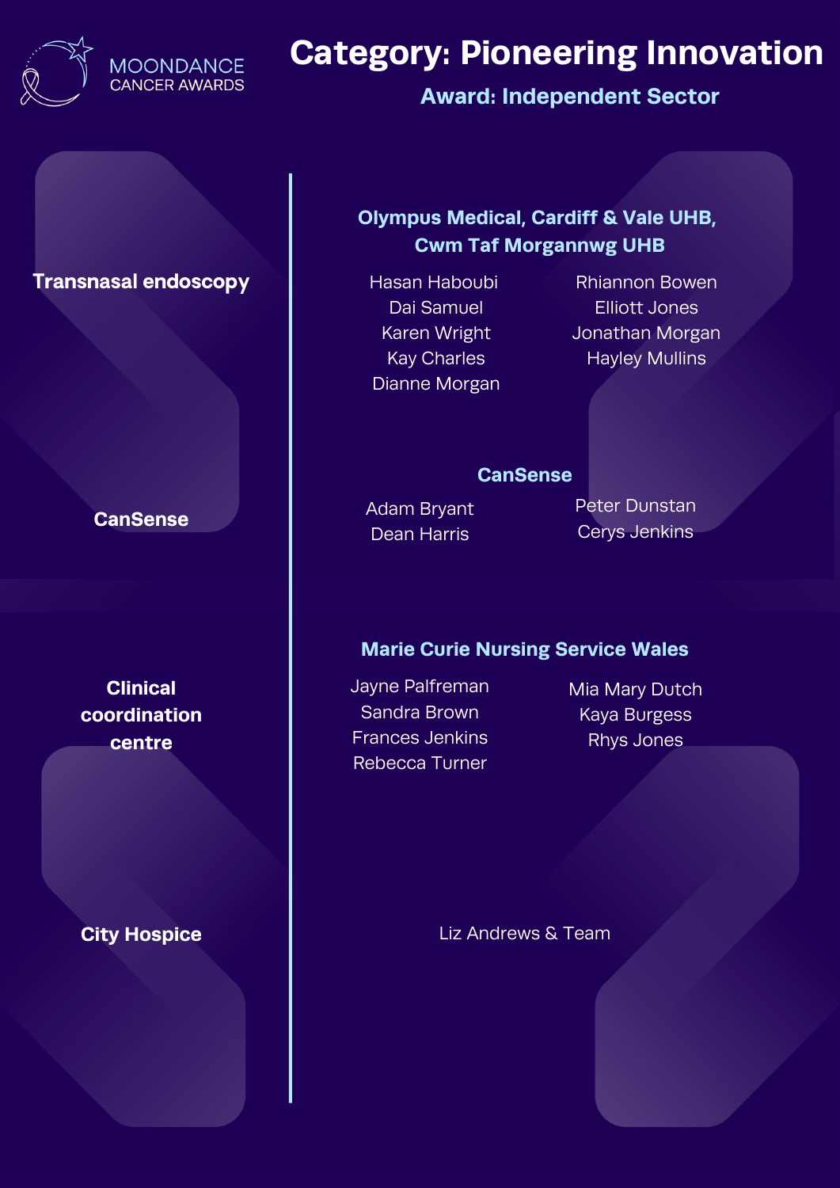MOONDANCE CANCER AWARDS

# Category: Pioneering Innovation

## Award: Independent Sector

**Transnasal endoscopy**

### Olympus Medical, Cardiff & Vale UHB, Cwm Taf Morgannwg UHB

Hasan Haboubi
Dai Samuel
Karen Wright
Kay Charles
Dianne Morgan
Rhiannon Bowen
Elliott Jones
Jonathan Morgan
Hayley Mullins

**CanSense**

### CanSense

Adam Bryant
Dean Harris
Peter Dunstan
Cerys Jenkins

**Clinical coordination centre**

### Marie Curie Nursing Service Wales

Jayne Palfreman
Sandra Brown
Frances Jenkins
Rebecca Turner
Mia Mary Dutch
Kaya Burgess
Rhys Jones

**City Hospice**

Liz Andrews & Team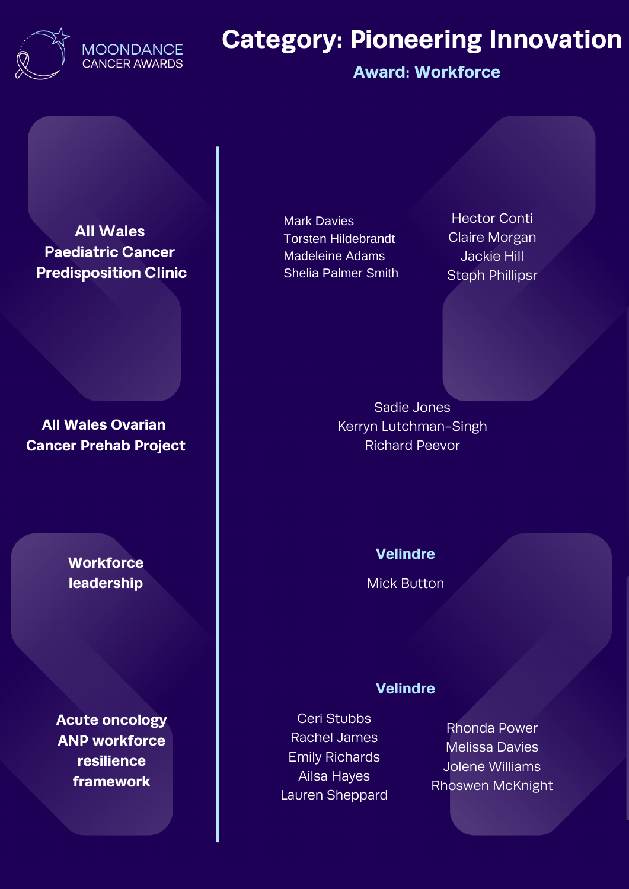MOONDANCE CANCER AWARDS

# Category: Pioneering Innovation

## Award: Workforce

### All Wales Paediatric Cancer Predisposition Clinic

Mark Davies
Torsten Hildebrandt
Madeleine Adams
Shelia Palmer Smith

Hector Conti
Claire Morgan
Jackie Hill
Steph Phillipsr

### All Wales Ovarian Cancer Prehab Project

Sadie Jones
Kerryn Lutchman-Singh
Richard Peevor

### Workforce leadership

**Velindre**

Mick Button

### Acute oncology ANP workforce resilience framework

**Velindre**

Ceri Stubbs
Rachel James
Emily Richards
Ailsa Hayes
Lauren Sheppard

Rhonda Power
Melissa Davies
Jolene Williams
Rhoswen McKnight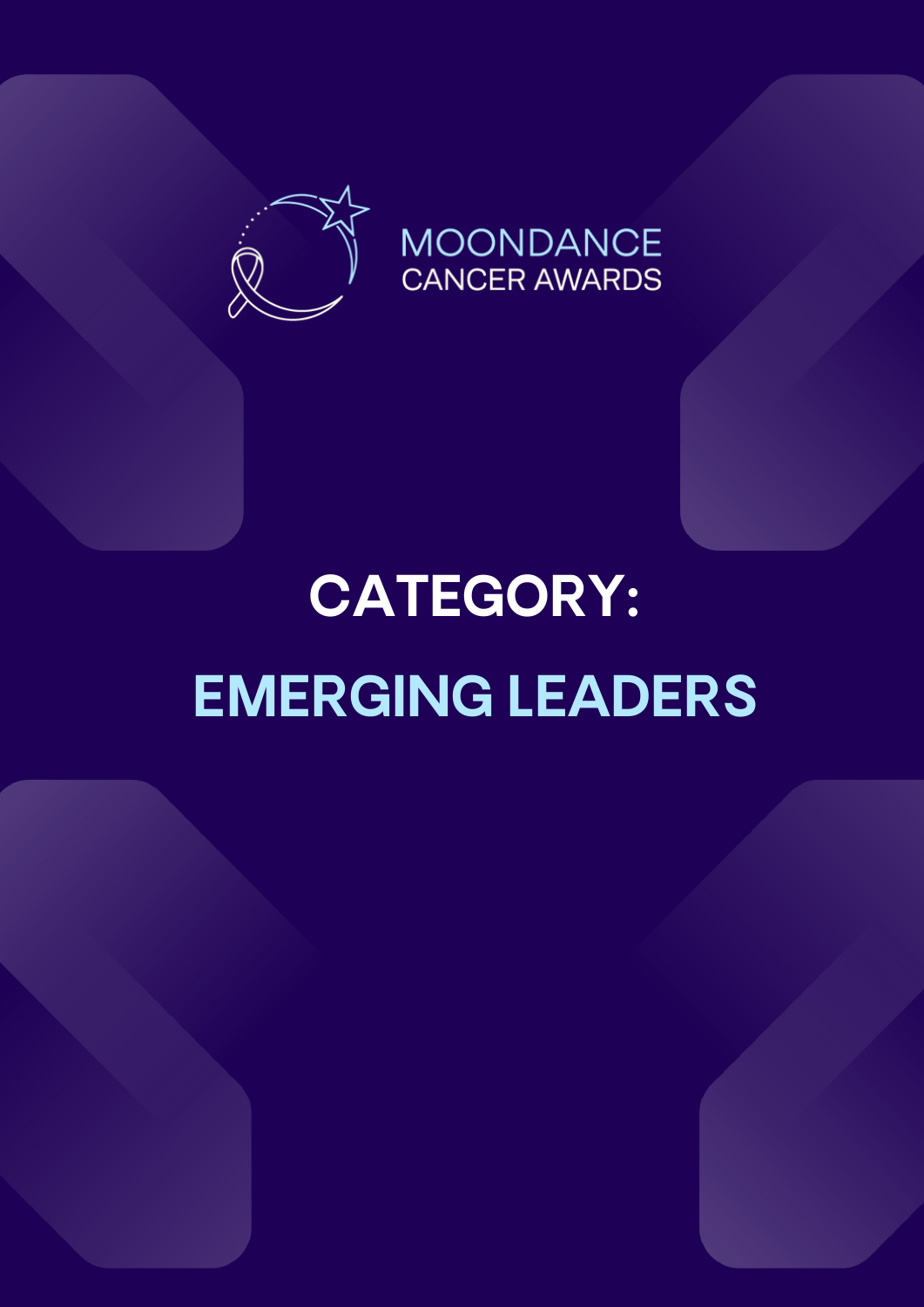MOONDANCE
CANCER AWARDS

# CATEGORY:

# EMERGING LEADERS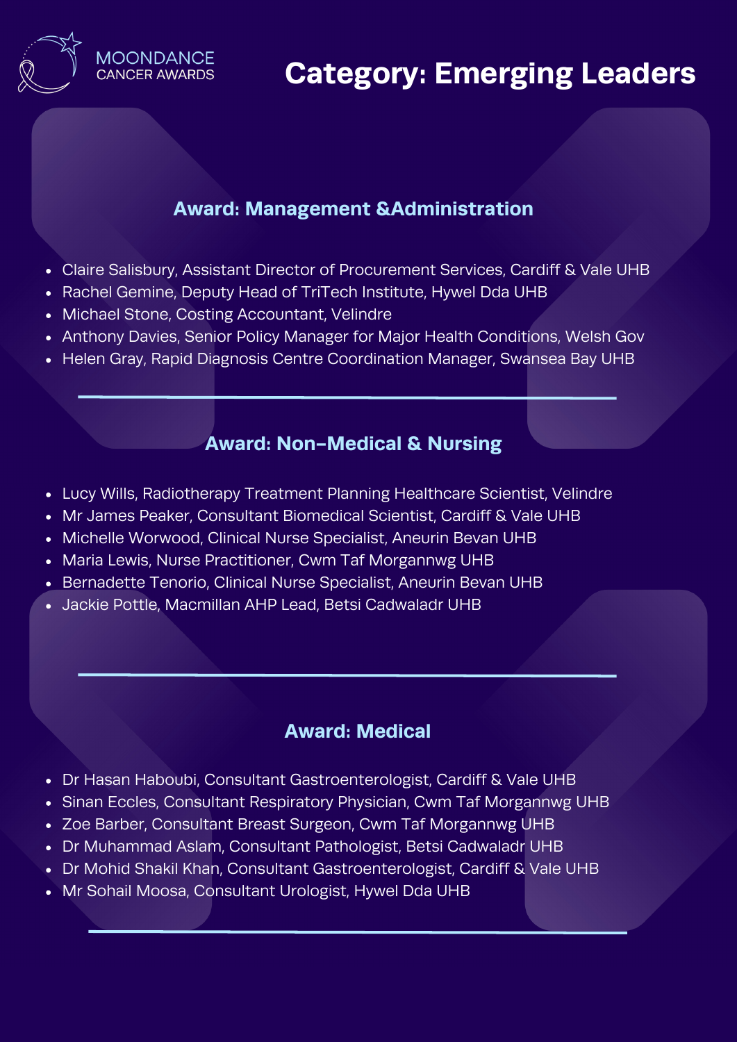MOONDANCE CANCER AWARDS

# Category: Emerging Leaders

## Award: Management &Administration

- Claire Salisbury, Assistant Director of Procurement Services, Cardiff & Vale UHB
- Rachel Gemine, Deputy Head of TriTech Institute, Hywel Dda UHB
- Michael Stone, Costing Accountant, Velindre
- Anthony Davies, Senior Policy Manager for Major Health Conditions, Welsh Gov
- Helen Gray, Rapid Diagnosis Centre Coordination Manager, Swansea Bay UHB

## Award: Non-Medical & Nursing

- Lucy Wills, Radiotherapy Treatment Planning Healthcare Scientist, Velindre
- Mr James Peaker, Consultant Biomedical Scientist, Cardiff & Vale UHB
- Michelle Worwood, Clinical Nurse Specialist, Aneurin Bevan UHB
- Maria Lewis, Nurse Practitioner, Cwm Taf Morgannwg UHB
- Bernadette Tenorio, Clinical Nurse Specialist, Aneurin Bevan UHB
- Jackie Pottle, Macmillan AHP Lead, Betsi Cadwaladr UHB

## Award: Medical

- Dr Hasan Haboubi, Consultant Gastroenterologist, Cardiff & Vale UHB
- Sinan Eccles, Consultant Respiratory Physician, Cwm Taf Morgannwg UHB
- Zoe Barber, Consultant Breast Surgeon, Cwm Taf Morgannwg UHB
- Dr Muhammad Aslam, Consultant Pathologist, Betsi Cadwaladr UHB
- Dr Mohid Shakil Khan, Consultant Gastroenterologist, Cardiff & Vale UHB
- Mr Sohail Moosa, Consultant Urologist, Hywel Dda UHB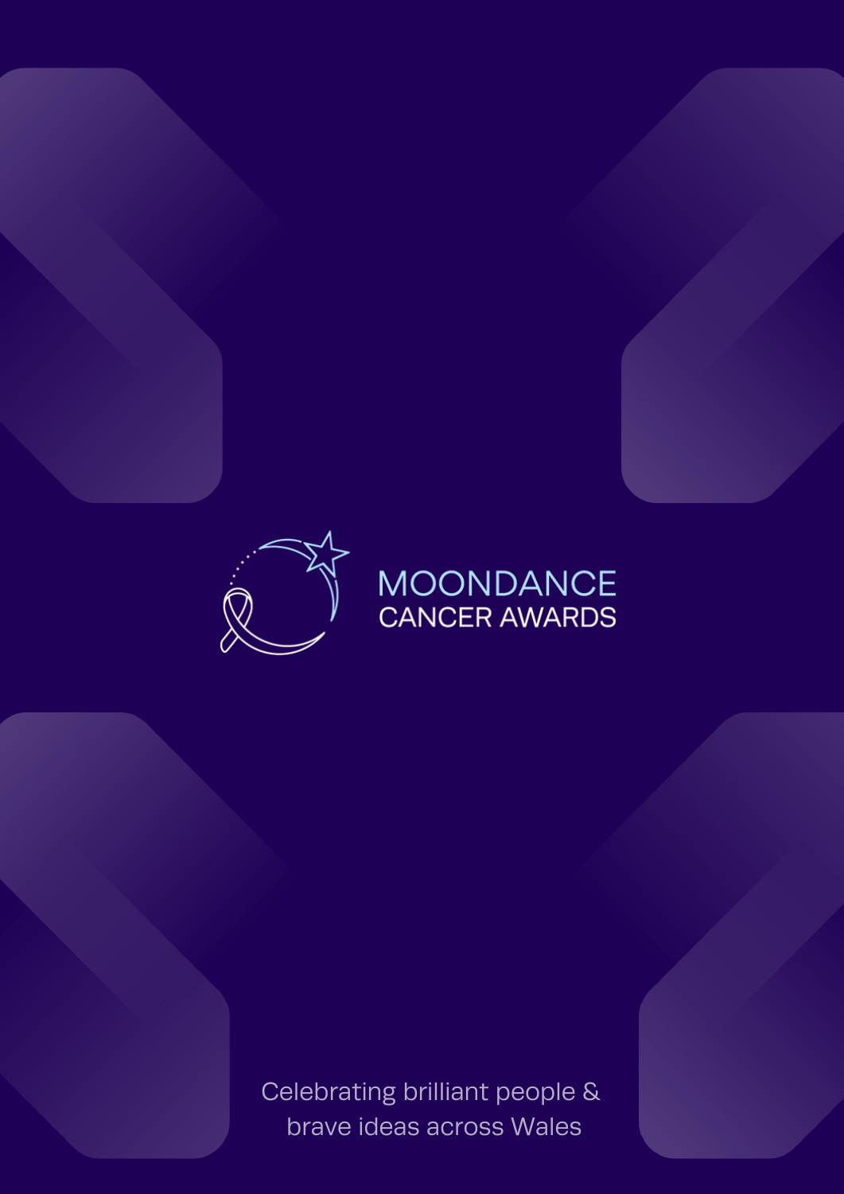MOONDANCE
CANCER AWARDS

Celebrating brilliant people & brave ideas across Wales